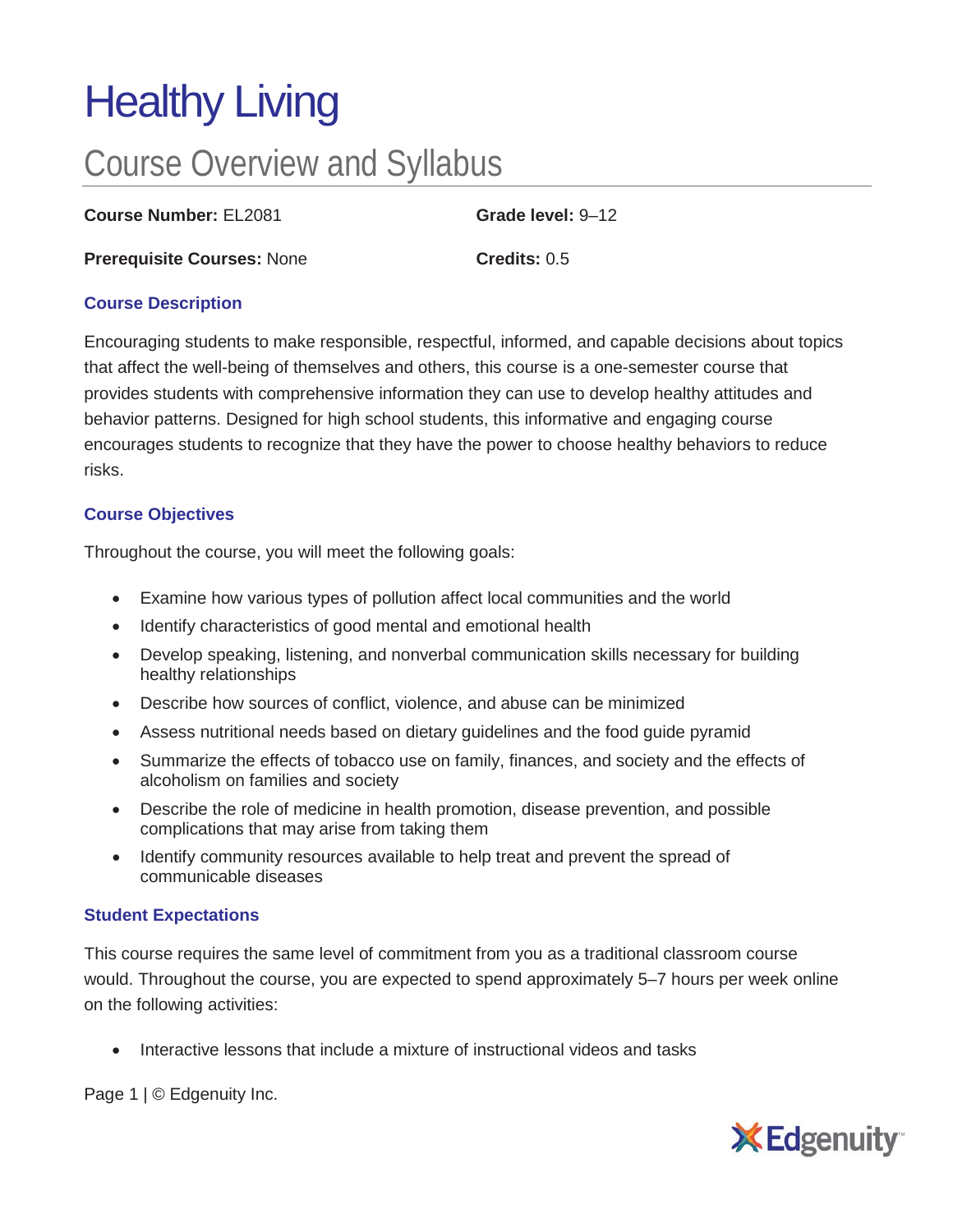# Healthy Living

## Course Overview and Syllabus

**Course Number:** EL2081

**Grade level:** 9–12

**Prerequisite Courses:** None

**Credits:** 0.5

### Course Description

Encouraging students to make responsible, respectful, informed, and capable decisions about topics that affect the well-being of themselves and others, this course is a one-semester course that provides students with comprehensive information they can use to develop healthy attitudes and behavior patterns. Designed for high school students, this informative and engaging course encourages students to recognize that they have the power to choose healthy behaviors to reduce risks.

### Course Objectives

Throughout the course, you will meet the following goals:

- Examine how various types of pollution affect local communities and the world
- Identify characteristics of good mental and emotional health
- Develop speaking, listening, and nonverbal communication skills necessary for building healthy relationships
- Describe how sources of conflict, violence, and abuse can be minimized
- Assess nutritional needs based on dietary guidelines and the food guide pyramid
- Summarize the effects of tobacco use on family, finances, and society and the effects of alcoholism on families and society
- Describe the role of medicine in health promotion, disease prevention, and possible complications that may arise from taking them
- Identify community resources available to help treat and prevent the spread of communicable diseases

### Student Expectations

This course requires the same level of commitment from you as a traditional classroom course would. Throughout the course, you are expected to spend approximately 5–7 hours per week online on the following activities:

- Interactive lessons that include a mixture of instructional videos and tasks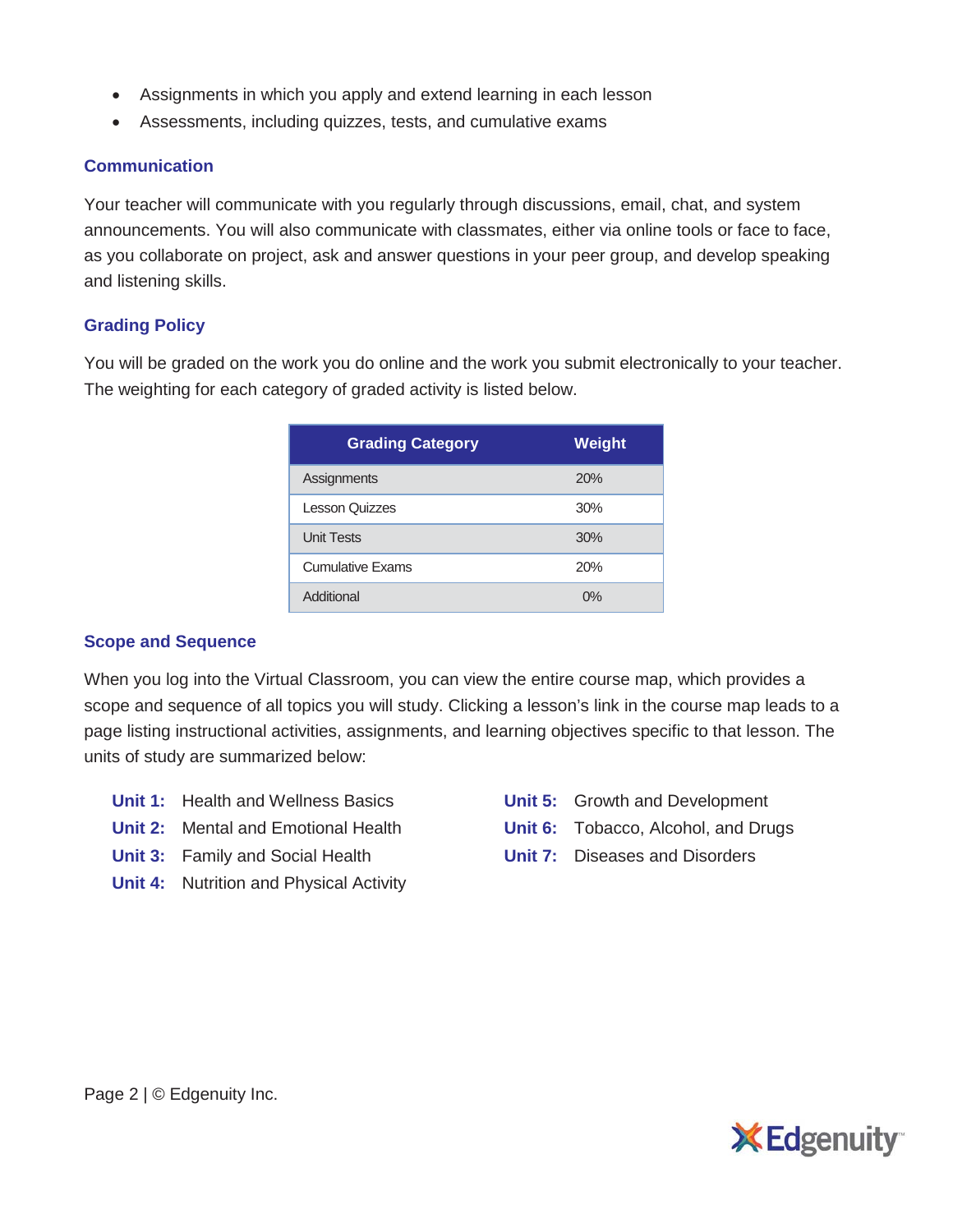- Assignments in which you apply and extend learning in each lesson
- Assessments, including quizzes, tests, and cumulative exams

## Communication

Your teacher will communicate with you regularly through discussions, email, chat, and system announcements. You will also communicate with classmates, either via online tools or face to face, as you collaborate on project, ask and answer questions in your peer group, and develop speaking and listening skills.

## Grading Policy

You will be graded on the work you do online and the work you submit electronically to your teacher. The weighting for each category of graded activity is listed below.

| Grading Category | Weight |
|---|---|
| Assignments | 20% |
| Lesson Quizzes | 30% |
| Unit Tests | 30% |
| Cumulative Exams | 20% |
| Additional | 0% |

## Scope and Sequence

When you log into the Virtual Classroom, you can view the entire course map, which provides a scope and sequence of all topics you will study. Clicking a lesson's link in the course map leads to a page listing instructional activities, assignments, and learning objectives specific to that lesson. The units of study are summarized below:

**Unit 1:** Health and Wellness Basics
**Unit 2:** Mental and Emotional Health
**Unit 3:** Family and Social Health
**Unit 4:** Nutrition and Physical Activity
**Unit 5:** Growth and Development
**Unit 6:** Tobacco, Alcohol, and Drugs
**Unit 7:** Diseases and Disorders